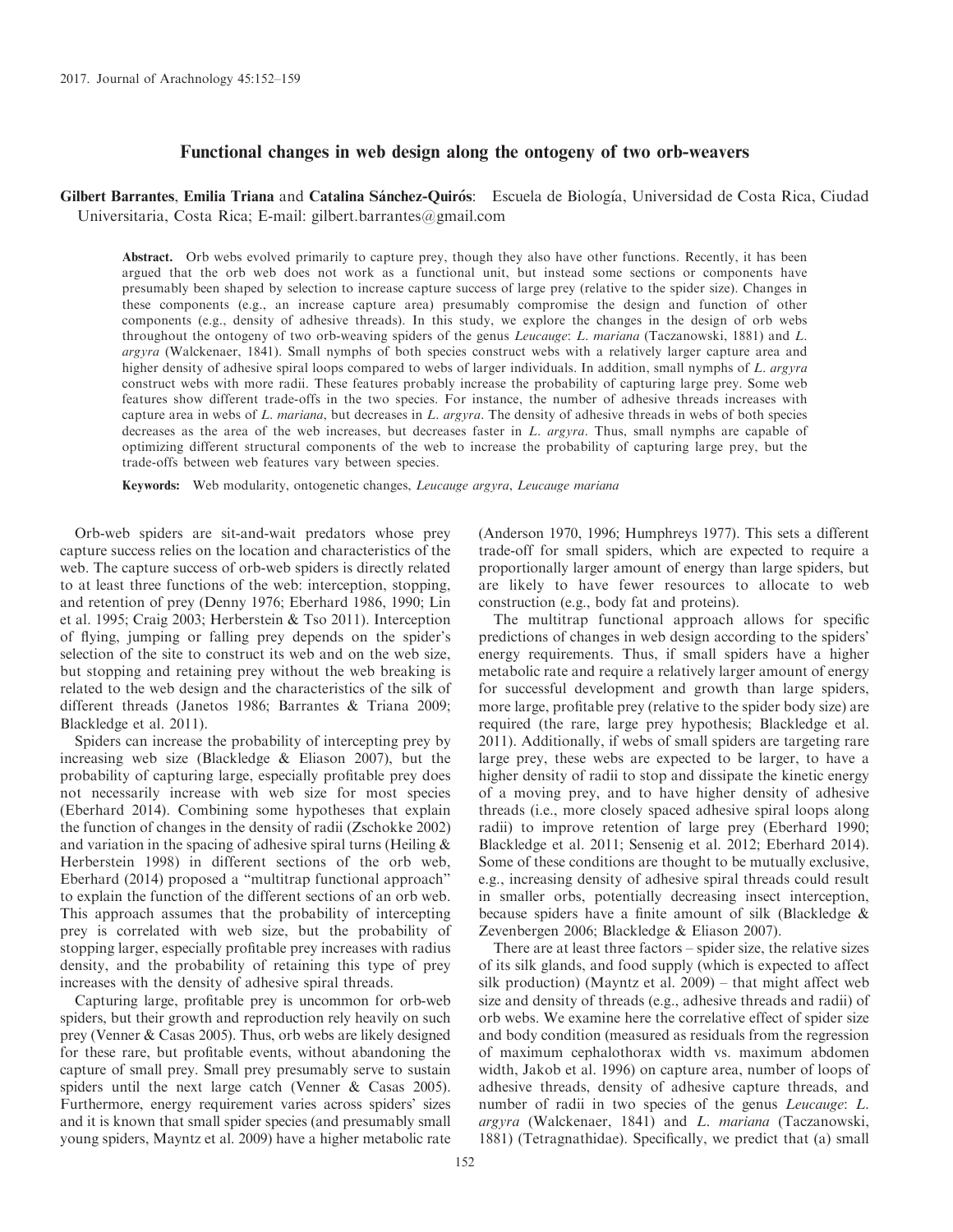# Functional changes in web design along the ontogeny of two orb-weavers

**Gilbert Barrantes, Emilia Triana and Catalina Sánchez-Quirós:** Escuela de Biología, Universidad de Costa Rica, Ciudad Universitaria, Costa Rica; E-mail: gilbert.barrantes@gmail.com

**Abstract.** Orb webs evolved primarily to capture prey, though they also have other functions. Recently, it has been argued that the orb web does not work as a functional unit, but instead some sections or components have presumably been shaped by selection to increase capture success of large prey (relative to the spider size). Changes in these components (e.g., an increase capture area) presumably compromise the design and function of other components (e.g., density of adhesive threads). In this study, we explore the changes in the design of orb webs throughout the ontogeny of two orb-weaving spiders of the genus *Leucauge*: *L. mariana* (Taczanowski, 1881) and *L. argyra* (Walckenaer, 1841). Small nymphs of both species construct webs with a relatively larger capture area and higher density of adhesive spiral loops compared to webs of larger individuals. In addition, small nymphs of *L. argyra* construct webs with more radii. These features probably increase the probability of capturing large prey. Some web features show different trade-offs in the two species. For instance, the number of adhesive threads increases with capture area in webs of *L. mariana*, but decreases in *L. argyra*. The density of adhesive threads in webs of both species decreases as the area of the web increases, but decreases faster in *L. argyra*. Thus, small nymphs are capable of optimizing different structural components of the web to increase the probability of capturing large prey, but the trade-offs between web features vary between species.

**Keywords:** Web modularity, ontogenetic changes, *Leucauge argyra*, *Leucauge mariana*

Orb-web spiders are sit-and-wait predators whose prey capture success relies on the location and characteristics of the web. The capture success of orb-web spiders is directly related to at least three functions of the web: interception, stopping, and retention of prey (Denny 1976; Eberhard 1986, 1990; Lin et al. 1995; Craig 2003; Herberstein & Tso 2011). Interception of flying, jumping or falling prey depends on the spider's selection of the site to construct its web and on the web size, but stopping and retaining prey without the web breaking is related to the web design and the characteristics of the silk of different threads (Janetos 1986; Barrantes & Triana 2009; Blackledge et al. 2011).

Spiders can increase the probability of intercepting prey by increasing web size (Blackledge & Eliason 2007), but the probability of capturing large, especially profitable prey does not necessarily increase with web size for most species (Eberhard 2014). Combining some hypotheses that explain the function of changes in the density of radii (Zschokke 2002) and variation in the spacing of adhesive spiral turns (Heiling & Herberstein 1998) in different sections of the orb web, Eberhard (2014) proposed a "multitrap functional approach" to explain the function of the different sections of an orb web. This approach assumes that the probability of intercepting prey is correlated with web size, but the probability of stopping larger, especially profitable prey increases with radius density, and the probability of retaining this type of prey increases with the density of adhesive spiral threads.

Capturing large, profitable prey is uncommon for orb-web spiders, but their growth and reproduction rely heavily on such prey (Venner & Casas 2005). Thus, orb webs are likely designed for these rare, but profitable events, without abandoning the capture of small prey. Small prey presumably serve to sustain spiders until the next large catch (Venner & Casas 2005). Furthermore, energy requirement varies across spiders' sizes and it is known that small spider species (and presumably small young spiders, Mayntz et al. 2009) have a higher metabolic rate (Anderson 1970, 1996; Humphreys 1977). This sets a different trade-off for small spiders, which are expected to require a proportionally larger amount of energy than large spiders, but are likely to have fewer resources to allocate to web construction (e.g., body fat and proteins).

The multitrap functional approach allows for specific predictions of changes in web design according to the spiders' energy requirements. Thus, if small spiders have a higher metabolic rate and require a relatively larger amount of energy for successful development and growth than large spiders, more large, profitable prey (relative to the spider body size) are required (the rare, large prey hypothesis; Blackledge et al. 2011). Additionally, if webs of small spiders are targeting rare large prey, these webs are expected to be larger, to have a higher density of radii to stop and dissipate the kinetic energy of a moving prey, and to have higher density of adhesive threads (i.e., more closely spaced adhesive spiral loops along radii) to improve retention of large prey (Eberhard 1990; Blackledge et al. 2011; Sensenig et al. 2012; Eberhard 2014). Some of these conditions are thought to be mutually exclusive, e.g., increasing density of adhesive spiral threads could result in smaller orbs, potentially decreasing insect interception, because spiders have a finite amount of silk (Blackledge & Zevenbergen 2006; Blackledge & Eliason 2007).

There are at least three factors – spider size, the relative sizes of its silk glands, and food supply (which is expected to affect silk production) (Mayntz et al. 2009) – that might affect web size and density of threads (e.g., adhesive threads and radii) of orb webs. We examine here the correlative effect of spider size and body condition (measured as residuals from the regression of maximum cephalothorax width vs. maximum abdomen width, Jakob et al. 1996) on capture area, number of loops of adhesive threads, density of adhesive capture threads, and number of radii in two species of the genus *Leucauge*: *L. argyra* (Walckenaer, 1841) and *L. mariana* (Taczanowski, 1881) (Tetragnathidae). Specifically, we predict that (a) small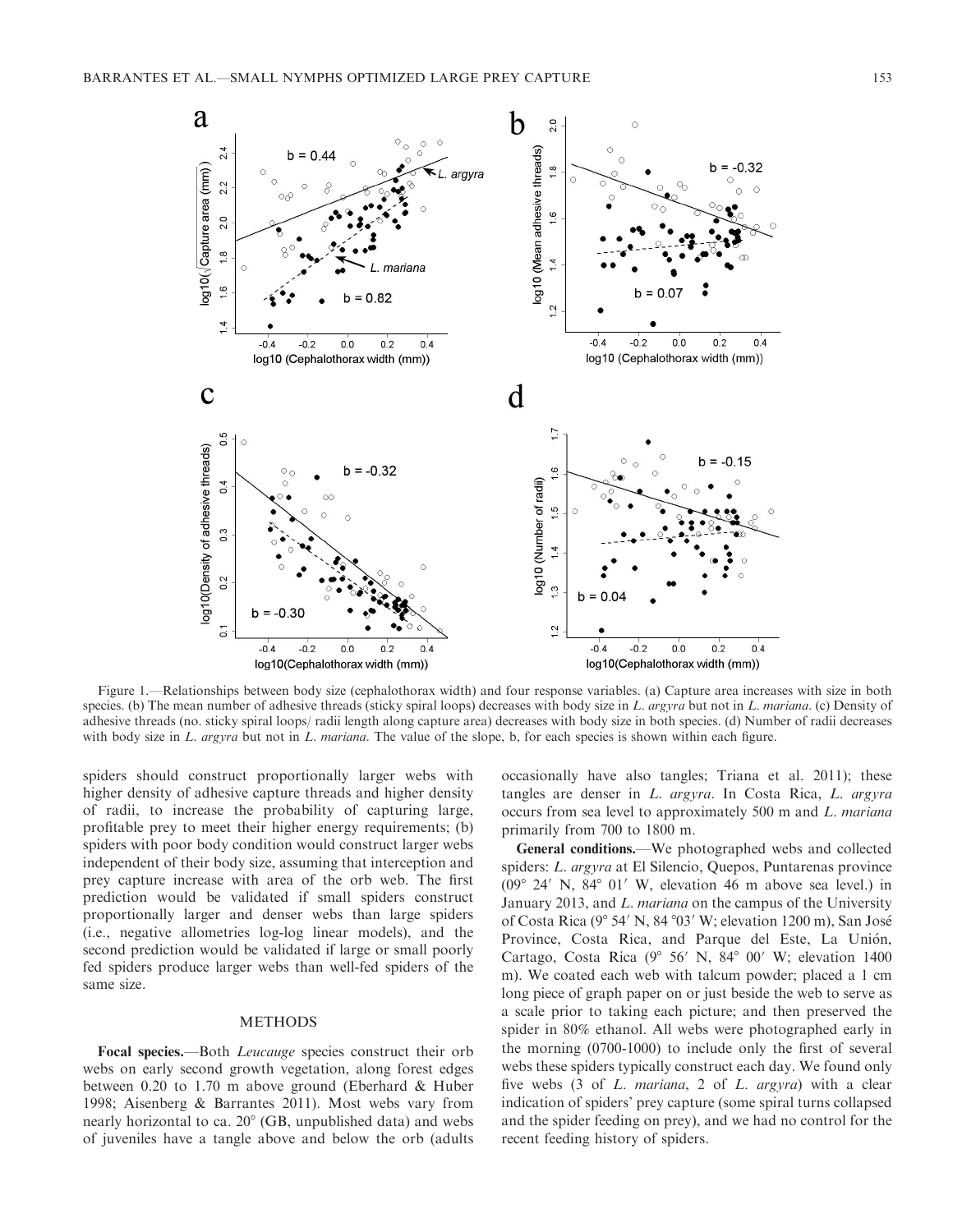Figure 1.—Relationships between body size (cephalothorax width) and four response variables. (a) Capture area increases with size in both species. (b) The mean number of adhesive threads (sticky spiral loops) decreases with body size in *L. argyra* but not in *L. mariana*. (c) Density of adhesive threads (no. sticky spiral loops/ radii length along capture area) decreases with body size in both species. (d) Number of radii decreases with body size in *L. argyra* but not in *L. mariana*. The value of the slope, b, for each species is shown within each figure.

spiders should construct proportionally larger webs with higher density of adhesive capture threads and higher density of radii, to increase the probability of capturing large, profitable prey to meet their higher energy requirements; (b) spiders with poor body condition would construct larger webs independent of their body size, assuming that interception and prey capture increase with area of the orb web. The first prediction would be validated if small spiders construct proportionally larger and denser webs than large spiders (i.e., negative allometries log-log linear models), and the second prediction would be validated if large or small poorly fed spiders produce larger webs than well-fed spiders of the same size.

## METHODS

**Focal species.**—Both *Leucauge* species construct their orb webs on early second growth vegetation, along forest edges between 0.20 to 1.70 m above ground (Eberhard & Huber 1998; Aisenberg & Barrantes 2011). Most webs vary from nearly horizontal to ca. 20° (GB, unpublished data) and webs of juveniles have a tangle above and below the orb (adults occasionally have also tangles; Triana et al. 2011); these tangles are denser in *L. argyra*. In Costa Rica, *L. argyra* occurs from sea level to approximately 500 m and *L. mariana* primarily from 700 to 1800 m.

**General conditions.**—We photographed webs and collected spiders: *L. argyra* at El Silencio, Quepos, Puntarenas province (09° 24′ N, 84° 01′ W, elevation 46 m above sea level.) in January 2013, and *L. mariana* on the campus of the University of Costa Rica (9° 54′ N, 84 °03′ W; elevation 1200 m), San José Province, Costa Rica, and Parque del Este, La Unión, Cartago, Costa Rica (9° 56′ N, 84° 00′ W; elevation 1400 m). We coated each web with talcum powder; placed a 1 cm long piece of graph paper on or just beside the web to serve as a scale prior to taking each picture; and then preserved the spider in 80% ethanol. All webs were photographed early in the morning (0700-1000) to include only the first of several webs these spiders typically construct each day. We found only five webs (3 of *L. mariana*, 2 of *L. argyra*) with a clear indication of spiders' prey capture (some spiral turns collapsed and the spider feeding on prey), and we had no control for the recent feeding history of spiders.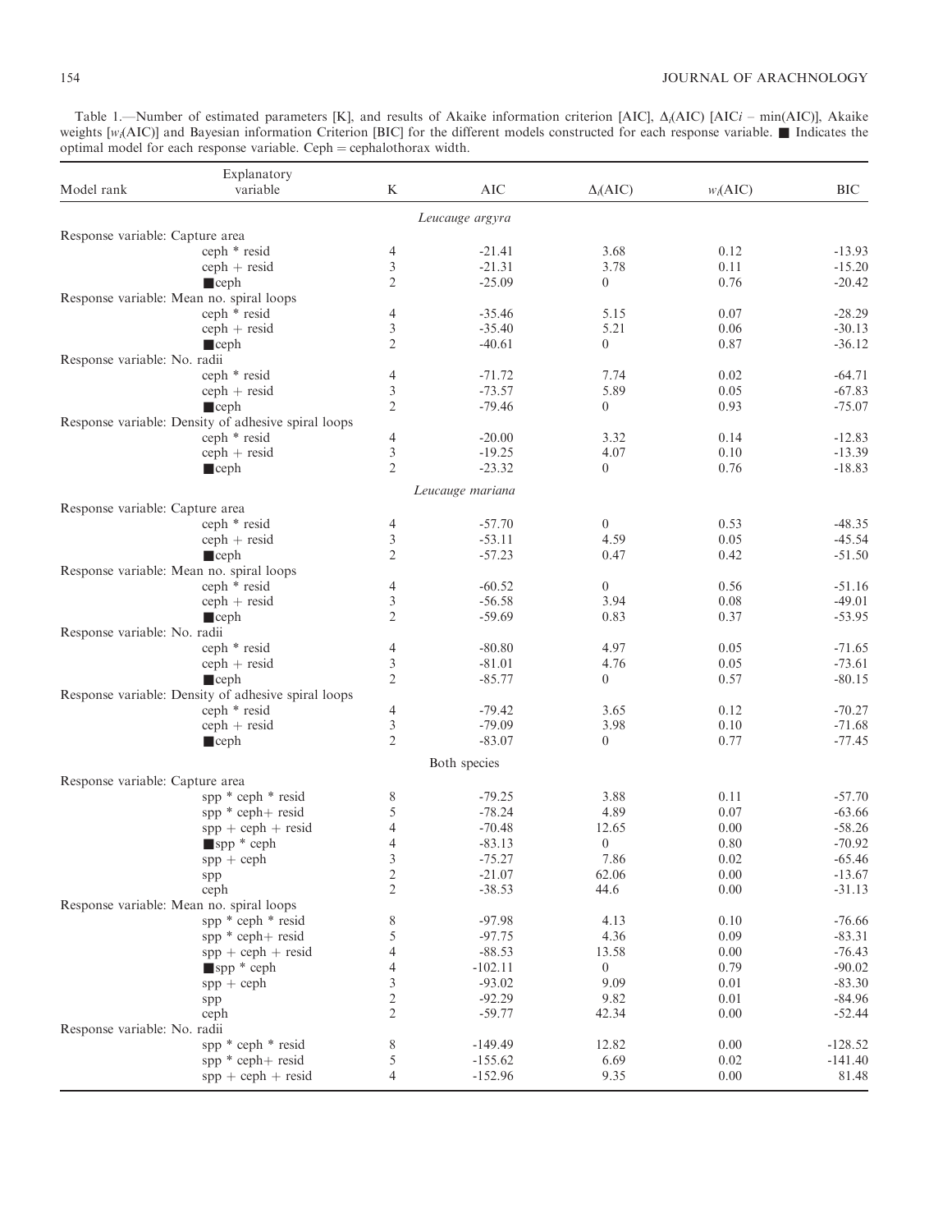Table 1.—Number of estimated parameters [K], and results of Akaike information criterion [AIC], $\Delta_i$(AIC) [AIC$i$ – min(AIC)], Akaike weights [$w_i$(AIC)] and Bayesian information Criterion [BIC] for the different models constructed for each response variable. ■ Indicates the optimal model for each response variable. Ceph = cephalothorax width.

| Model rank | Explanatory variable | K | AIC | $\Delta_i$(AIC) | $w_i$(AIC) | BIC |
|---|---|---|---|---|---|---|
| | | | *Leucauge argyra* | | | |
| Response variable: Capture area | | | | | | |
| | ceph * resid | 4 | -21.41 | 3.68 | 0.12 | -13.93 |
| | ceph + resid | 3 | -21.31 | 3.78 | 0.11 | -15.20 |
| | ■ceph | 2 | -25.09 | 0 | 0.76 | -20.42 |
| Response variable: Mean no. spiral loops | | | | | | |
| | ceph * resid | 4 | -35.46 | 5.15 | 0.07 | -28.29 |
| | ceph + resid | 3 | -35.40 | 5.21 | 0.06 | -30.13 |
| | ■ceph | 2 | -40.61 | 0 | 0.87 | -36.12 |
| Response variable: No. radii | | | | | | |
| | ceph * resid | 4 | -71.72 | 7.74 | 0.02 | -64.71 |
| | ceph + resid | 3 | -73.57 | 5.89 | 0.05 | -67.83 |
| | ■ceph | 2 | -79.46 | 0 | 0.93 | -75.07 |
| Response variable: Density of adhesive spiral loops | | | | | | |
| | ceph * resid | 4 | -20.00 | 3.32 | 0.14 | -12.83 |
| | ceph + resid | 3 | -19.25 | 4.07 | 0.10 | -13.39 |
| | ■ceph | 2 | -23.32 | 0 | 0.76 | -18.83 |
| | | | *Leucauge mariana* | | | |
| Response variable: Capture area | | | | | | |
| | ceph * resid | 4 | -57.70 | 0 | 0.53 | -48.35 |
| | ceph + resid | 3 | -53.11 | 4.59 | 0.05 | -45.54 |
| | ■ceph | 2 | -57.23 | 0.47 | 0.42 | -51.50 |
| Response variable: Mean no. spiral loops | | | | | | |
| | ceph * resid | 4 | -60.52 | 0 | 0.56 | -51.16 |
| | ceph + resid | 3 | -56.58 | 3.94 | 0.08 | -49.01 |
| | ■ceph | 2 | -59.69 | 0.83 | 0.37 | -53.95 |
| Response variable: No. radii | | | | | | |
| | ceph * resid | 4 | -80.80 | 4.97 | 0.05 | -71.65 |
| | ceph + resid | 3 | -81.01 | 4.76 | 0.05 | -73.61 |
| | ■ceph | 2 | -85.77 | 0 | 0.57 | -80.15 |
| Response variable: Density of adhesive spiral loops | | | | | | |
| | ceph * resid | 4 | -79.42 | 3.65 | 0.12 | -70.27 |
| | ceph + resid | 3 | -79.09 | 3.98 | 0.10 | -71.68 |
| | ■ceph | 2 | -83.07 | 0 | 0.77 | -77.45 |
| | | | Both species | | | |
| Response variable: Capture area | | | | | | |
| | spp * ceph * resid | 8 | -79.25 | 3.88 | 0.11 | -57.70 |
| | spp * ceph+ resid | 5 | -78.24 | 4.89 | 0.07 | -63.66 |
| | spp + ceph + resid | 4 | -70.48 | 12.65 | 0.00 | -58.26 |
| | ■spp * ceph | 4 | -83.13 | 0 | 0.80 | -70.92 |
| | spp + ceph | 3 | -75.27 | 7.86 | 0.02 | -65.46 |
| | spp | 2 | -21.07 | 62.06 | 0.00 | -13.67 |
| | ceph | 2 | -38.53 | 44.6 | 0.00 | -31.13 |
| Response variable: Mean no. spiral loops | | | | | | |
| | spp * ceph * resid | 8 | -97.98 | 4.13 | 0.10 | -76.66 |
| | spp * ceph+ resid | 5 | -97.75 | 4.36 | 0.09 | -83.31 |
| | spp + ceph + resid | 4 | -88.53 | 13.58 | 0.00 | -76.43 |
| | ■spp * ceph | 4 | -102.11 | 0 | 0.79 | -90.02 |
| | spp + ceph | 3 | -93.02 | 9.09 | 0.01 | -83.30 |
| | spp | 2 | -92.29 | 9.82 | 0.01 | -84.96 |
| | ceph | 2 | -59.77 | 42.34 | 0.00 | -52.44 |
| Response variable: No. radii | | | | | | |
| | spp * ceph * resid | 8 | -149.49 | 12.82 | 0.00 | -128.52 |
| | spp * ceph+ resid | 5 | -155.62 | 6.69 | 0.02 | -141.40 |
| | spp + ceph + resid | 4 | -152.96 | 9.35 | 0.00 | 81.48 |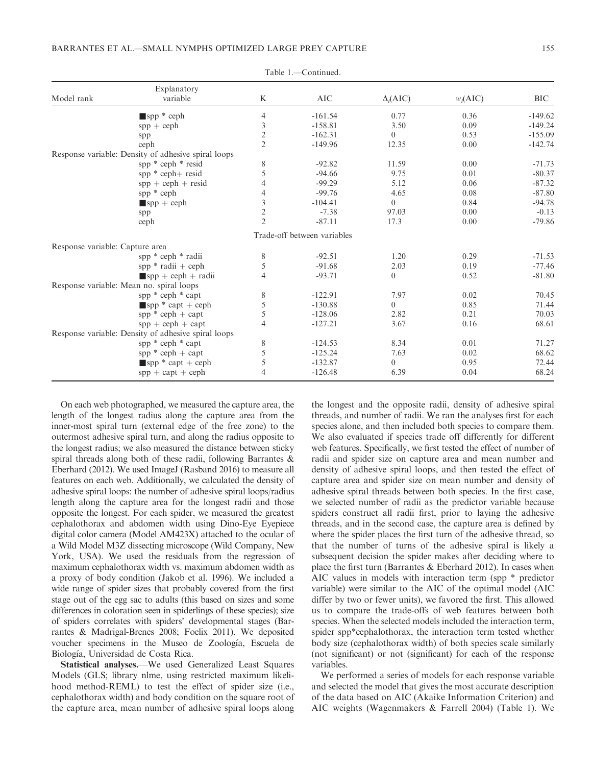Table 1.—Continued.

| Model rank | Explanatory variable | K | AIC | $\Delta_i$(AIC) | $w_i$(AIC) | BIC |
|---|---|---|---|---|---|---|
| | ■spp * ceph | 4 | -161.54 | 0.77 | 0.36 | -149.62 |
| | spp + ceph | 3 | -158.81 | 3.50 | 0.09 | -149.24 |
| | spp | 2 | -162.31 | 0 | 0.53 | -155.09 |
| | ceph | 2 | -149.96 | 12.35 | 0.00 | -142.74 |
| Response variable: Density of adhesive spiral loops | | | | | | |
| | spp * ceph * resid | 8 | -92.82 | 11.59 | 0.00 | -71.73 |
| | spp * ceph+ resid | 5 | -94.66 | 9.75 | 0.01 | -80.37 |
| | spp + ceph + resid | 4 | -99.29 | 5.12 | 0.06 | -87.32 |
| | spp * ceph | 4 | -99.76 | 4.65 | 0.08 | -87.80 |
| | ■spp + ceph | 3 | -104.41 | 0 | 0.84 | -94.78 |
| | spp | 2 | -7.38 | 97.03 | 0.00 | -0.13 |
| | ceph | 2 | -87.11 | 17.3 | 0.00 | -79.86 |
| | | | Trade-off between variables | | | |
| Response variable: Capture area | | | | | | |
| | spp * ceph * radii | 8 | -92.51 | 1.20 | 0.29 | -71.53 |
| | spp * radii + ceph | 5 | -91.68 | 2.03 | 0.19 | -77.46 |
| | ■spp + ceph + radii | 4 | -93.71 | 0 | 0.52 | -81.80 |
| Response variable: Mean no. spiral loops | | | | | | |
| | spp * ceph * capt | 8 | -122.91 | 7.97 | 0.02 | 70.45 |
| | ■spp * capt + ceph | 5 | -130.88 | 0 | 0.85 | 71.44 |
| | spp * ceph + capt | 5 | -128.06 | 2.82 | 0.21 | 70.03 |
| | spp + ceph + capt | 4 | -127.21 | 3.67 | 0.16 | 68.61 |
| Response variable: Density of adhesive spiral loops | | | | | | |
| | spp * ceph * capt | 8 | -124.53 | 8.34 | 0.01 | 71.27 |
| | spp * ceph + capt | 5 | -125.24 | 7.63 | 0.02 | 68.62 |
| | ■spp * capt + ceph | 5 | -132.87 | 0 | 0.95 | 72.44 |
| | spp + capt + ceph | 4 | -126.48 | 6.39 | 0.04 | 68.24 |

On each web photographed, we measured the capture area, the length of the longest radius along the capture area from the inner-most spiral turn (external edge of the free zone) to the outermost adhesive spiral turn, and along the radius opposite to the longest radius; we also measured the distance between sticky spiral threads along both of these radii, following Barrantes & Eberhard (2012). We used ImageJ (Rasband 2016) to measure all features on each web. Additionally, we calculated the density of adhesive spiral loops: the number of adhesive spiral loops/radius length along the capture area for the longest radii and those opposite the longest. For each spider, we measured the greatest cephalothorax and abdomen width using Dino-Eye Eyepiece digital color camera (Model AM423X) attached to the ocular of a Wild Model M3Z dissecting microscope (Wild Company, New York, USA). We used the residuals from the regression of maximum cephalothorax width vs. maximum abdomen width as a proxy of body condition (Jakob et al. 1996). We included a wide range of spider sizes that probably covered from the first stage out of the egg sac to adults (this based on sizes and some differences in coloration seen in spiderlings of these species); size of spiders correlates with spiders' developmental stages (Barrantes & Madrigal-Brenes 2008; Foelix 2011). We deposited voucher specimens in the Museo de Zoología, Escuela de Biología, Universidad de Costa Rica.

**Statistical analyses.**—We used Generalized Least Squares Models (GLS; library nlme, using restricted maximum likelihood method-REML) to test the effect of spider size (i.e., cephalothorax width) and body condition on the square root of the capture area, mean number of adhesive spiral loops along the longest and the opposite radii, density of adhesive spiral threads, and number of radii. We ran the analyses first for each species alone, and then included both species to compare them. We also evaluated if species trade off differently for different web features. Specifically, we first tested the effect of number of radii and spider size on capture area and mean number and density of adhesive spiral loops, and then tested the effect of capture area and spider size on mean number and density of adhesive spiral threads between both species. In the first case, we selected number of radii as the predictor variable because spiders construct all radii first, prior to laying the adhesive threads, and in the second case, the capture area is defined by where the spider places the first turn of the adhesive thread, so that the number of turns of the adhesive spiral is likely a subsequent decision the spider makes after deciding where to place the first turn (Barrantes & Eberhard 2012). In cases when AIC values in models with interaction term (spp * predictor variable) were similar to the AIC of the optimal model (AIC differ by two or fewer units), we favored the first. This allowed us to compare the trade-offs of web features between both species. When the selected models included the interaction term, spider spp*cephalothorax, the interaction term tested whether body size (cephalothorax width) of both species scale similarly (not significant) or not (significant) for each of the response variables.

We performed a series of models for each response variable and selected the model that gives the most accurate description of the data based on AIC (Akaike Information Criterion) and AIC weights (Wagenmakers & Farrell 2004) (Table 1). We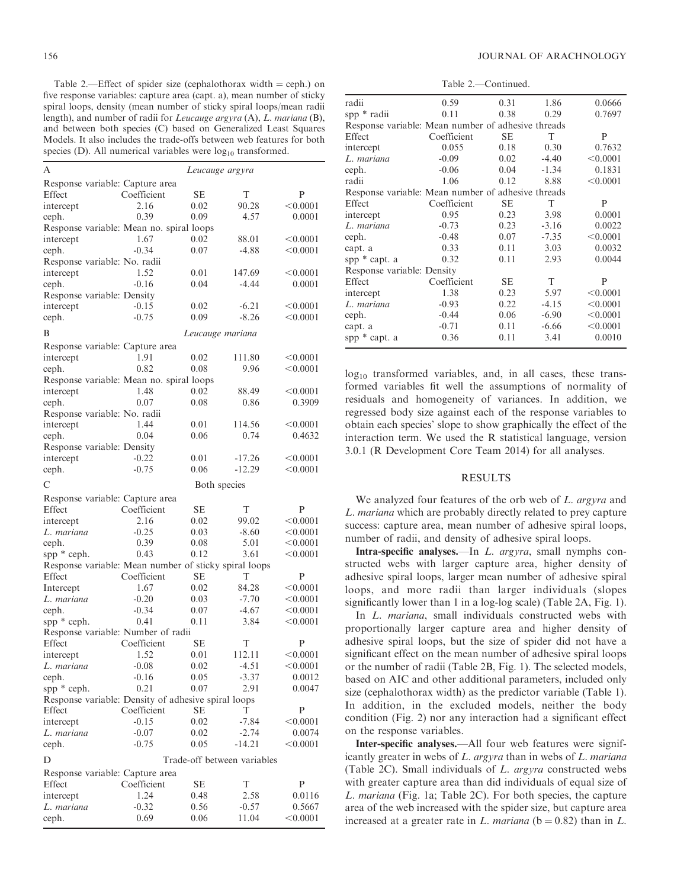Table 2.—Effect of spider size (cephalothorax width = ceph.) on five response variables: capture area (capt. a), mean number of sticky spiral loops, density (mean number of sticky spiral loops/mean radii length), and number of radii for *Leucauge argyra* (A), *L. mariana* (B), and between both species (C) based on Generalized Least Squares Models. It also includes the trade-offs between web features for both species (D). All numerical variables were $\log_{10}$ transformed.

| A | *Leucauge argyra* | | | |
|---|---|---|---|---|
| Response variable: Capture area | | | | |
| Effect | Coefficient | SE | T | P |
| intercept | 2.16 | 0.02 | 90.28 | <0.0001 |
| ceph. | 0.39 | 0.09 | 4.57 | 0.0001 |
| Response variable: Mean no. spiral loops | | | | |
| intercept | 1.67 | 0.02 | 88.01 | <0.0001 |
| ceph. | -0.34 | 0.07 | -4.88 | <0.0001 |
| Response variable: No. radii | | | | |
| intercept | 1.52 | 0.01 | 147.69 | <0.0001 |
| ceph. | -0.16 | 0.04 | -4.44 | 0.0001 |
| Response variable: Density | | | | |
| intercept | -0.15 | 0.02 | -6.21 | <0.0001 |
| ceph. | -0.75 | 0.09 | -8.26 | <0.0001 |
| **B** | *Leucauge mariana* | | | |
| Response variable: Capture area | | | | |
| intercept | 1.91 | 0.02 | 111.80 | <0.0001 |
| ceph. | 0.82 | 0.08 | 9.96 | <0.0001 |
| Response variable: Mean no. spiral loops | | | | |
| intercept | 1.48 | 0.02 | 88.49 | <0.0001 |
| ceph. | 0.07 | 0.08 | 0.86 | 0.3909 |
| Response variable: No. radii | | | | |
| intercept | 1.44 | 0.01 | 114.56 | <0.0001 |
| ceph. | 0.04 | 0.06 | 0.74 | 0.4632 |
| Response variable: Density | | | | |
| intercept | -0.22 | 0.01 | -17.26 | <0.0001 |
| ceph. | -0.75 | 0.06 | -12.29 | <0.0001 |
| **C** | Both species | | | |
| Response variable: Capture area | | | | |
| Effect | Coefficient | SE | T | P |
| intercept | 2.16 | 0.02 | 99.02 | <0.0001 |
| *L. mariana* | -0.25 | 0.03 | -8.60 | <0.0001 |
| ceph. | 0.39 | 0.08 | 5.01 | <0.0001 |
| spp * ceph. | 0.43 | 0.12 | 3.61 | <0.0001 |
| Response variable: Mean number of sticky spiral loops | | | | |
| Effect | Coefficient | SE | T | P |
| Intercept | 1.67 | 0.02 | 84.28 | <0.0001 |
| *L. mariana* | -0.20 | 0.03 | -7.70 | <0.0001 |
| ceph. | -0.34 | 0.07 | -4.67 | <0.0001 |
| spp * ceph. | 0.41 | 0.11 | 3.84 | <0.0001 |
| Response variable: Number of radii | | | | |
| Effect | Coefficient | SE | T | P |
| intercept | 1.52 | 0.01 | 112.11 | <0.0001 |
| *L. mariana* | -0.08 | 0.02 | -4.51 | <0.0001 |
| ceph. | -0.16 | 0.05 | -3.37 | 0.0012 |
| spp * ceph. | 0.21 | 0.07 | 2.91 | 0.0047 |
| Response variable: Density of adhesive spiral loops | | | | |
| Effect | Coefficient | SE | T | P |
| intercept | -0.15 | 0.02 | -7.84 | <0.0001 |
| *L. mariana* | -0.07 | 0.02 | -2.74 | 0.0074 |
| ceph. | -0.75 | 0.05 | -14.21 | <0.0001 |
| **D** | Trade-off between variables | | | |
| Response variable: Capture area | | | | |
| Effect | Coefficient | SE | T | P |
| intercept | 1.24 | 0.48 | 2.58 | 0.0116 |
| *L. mariana* | -0.32 | 0.56 | -0.57 | 0.5667 |
| ceph. | 0.69 | 0.06 | 11.04 | <0.0001 |
| radii | 0.59 | 0.31 | 1.86 | 0.0666 |
| spp * radii | 0.11 | 0.38 | 0.29 | 0.7697 |
| Response variable: Mean number of adhesive threads | | | | |
| Effect | Coefficient | SE | T | P |
| intercept | 0.055 | 0.18 | 0.30 | 0.7632 |
| *L. mariana* | -0.09 | 0.02 | -4.40 | <0.0001 |
| ceph. | -0.06 | 0.04 | -1.34 | 0.1831 |
| radii | 1.06 | 0.12 | 8.88 | <0.0001 |
| Response variable: Mean number of adhesive threads | | | | |
| Effect | Coefficient | SE | T | P |
| intercept | 0.95 | 0.23 | 3.98 | 0.0001 |
| *L. mariana* | -0.73 | 0.23 | -3.16 | 0.0022 |
| ceph. | -0.48 | 0.07 | -7.35 | <0.0001 |
| capt. a | 0.33 | 0.11 | 3.03 | 0.0032 |
| spp * capt. a | 0.32 | 0.11 | 2.93 | 0.0044 |
| Response variable: Density | | | | |
| Effect | Coefficient | SE | T | P |
| intercept | 1.38 | 0.23 | 5.97 | <0.0001 |
| *L. mariana* | -0.93 | 0.22 | -4.15 | <0.0001 |
| ceph. | -0.44 | 0.06 | -6.90 | <0.0001 |
| capt. a | -0.71 | 0.11 | -6.66 | <0.0001 |
| spp * capt. a | 0.36 | 0.11 | 3.41 | 0.0010 |

$\log_{10}$ transformed variables, and, in all cases, these transformed variables fit well the assumptions of normality of residuals and homogeneity of variances. In addition, we regressed body size against each of the response variables to obtain each species' slope to show graphically the effect of the interaction term. We used the R statistical language, version 3.0.1 (R Development Core Team 2014) for all analyses.

## RESULTS

We analyzed four features of the orb web of *L. argyra* and *L. mariana* which are probably directly related to prey capture success: capture area, mean number of adhesive spiral loops, number of radii, and density of adhesive spiral loops.

**Intra-specific analyses.**—In *L. argyra*, small nymphs constructed webs with larger capture area, higher density of adhesive spiral loops, larger mean number of adhesive spiral loops, and more radii than larger individuals (slopes significantly lower than 1 in a log-log scale) (Table 2A, Fig. 1).

In *L. mariana*, small individuals constructed webs with proportionally larger capture area and higher density of adhesive spiral loops, but the size of spider did not have a significant effect on the mean number of adhesive spiral loops or the number of radii (Table 2B, Fig. 1). The selected models, based on AIC and other additional parameters, included only size (cephalothorax width) as the predictor variable (Table 1). In addition, in the excluded models, neither the body condition (Fig. 2) nor any interaction had a significant effect on the response variables.

**Inter-specific analyses.**—All four web features were significantly greater in webs of *L. argyra* than in webs of *L. mariana* (Table 2C). Small individuals of *L. argyra* constructed webs with greater capture area than did individuals of equal size of *L. mariana* (Fig. 1a; Table 2C). For both species, the capture area of the web increased with the spider size, but capture area increased at a greater rate in *L. mariana* ($b = 0.82$) than in *L.*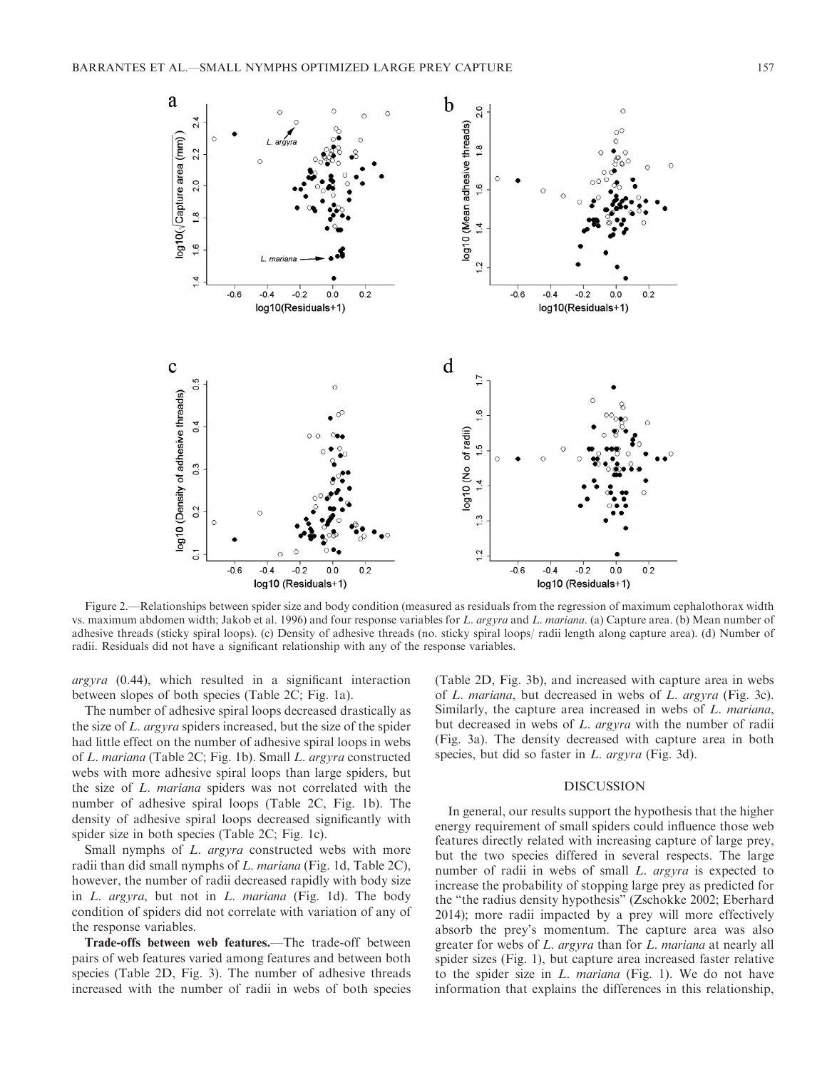Figure 2.—Relationships between spider size and body condition (measured as residuals from the regression of maximum cephalothorax width vs. maximum abdomen width; Jakob et al. 1996) and four response variables for *L. argyra* and *L. mariana*. (a) Capture area. (b) Mean number of adhesive threads (sticky spiral loops). (c) Density of adhesive threads (no. sticky spiral loops/ radii length along capture area). (d) Number of radii. Residuals did not have a significant relationship with any of the response variables.

*argyra* (0.44), which resulted in a significant interaction between slopes of both species (Table 2C; Fig. 1a).

The number of adhesive spiral loops decreased drastically as the size of *L. argyra* spiders increased, but the size of the spider had little effect on the number of adhesive spiral loops in webs of *L. mariana* (Table 2C; Fig. 1b). Small *L. argyra* constructed webs with more adhesive spiral loops than large spiders, but the size of *L. mariana* spiders was not correlated with the number of adhesive spiral loops (Table 2C, Fig. 1b). The density of adhesive spiral loops decreased significantly with spider size in both species (Table 2C; Fig. 1c).

Small nymphs of *L. argyra* constructed webs with more radii than did small nymphs of *L. mariana* (Fig. 1d, Table 2C), however, the number of radii decreased rapidly with body size in *L. argyra*, but not in *L. mariana* (Fig. 1d). The body condition of spiders did not correlate with variation of any of the response variables.

**Trade-offs between web features.**—The trade-off between pairs of web features varied among features and between both species (Table 2D, Fig. 3). The number of adhesive threads increased with the number of radii in webs of both species (Table 2D, Fig. 3b), and increased with capture area in webs of *L. mariana*, but decreased in webs of *L. argyra* (Fig. 3c). Similarly, the capture area increased in webs of *L. mariana*, but decreased in webs of *L. argyra* with the number of radii (Fig. 3a). The density decreased with capture area in both species, but did so faster in *L. argyra* (Fig. 3d).

## DISCUSSION

In general, our results support the hypothesis that the higher energy requirement of small spiders could influence those web features directly related with increasing capture of large prey, but the two species differed in several respects. The large number of radii in webs of small *L. argyra* is expected to increase the probability of stopping large prey as predicted for the "the radius density hypothesis" (Zschokke 2002; Eberhard 2014); more radii impacted by a prey will more effectively absorb the prey's momentum. The capture area was also greater for webs of *L. argyra* than for *L. mariana* at nearly all spider sizes (Fig. 1), but capture area increased faster relative to the spider size in *L. mariana* (Fig. 1). We do not have information that explains the differences in this relationship,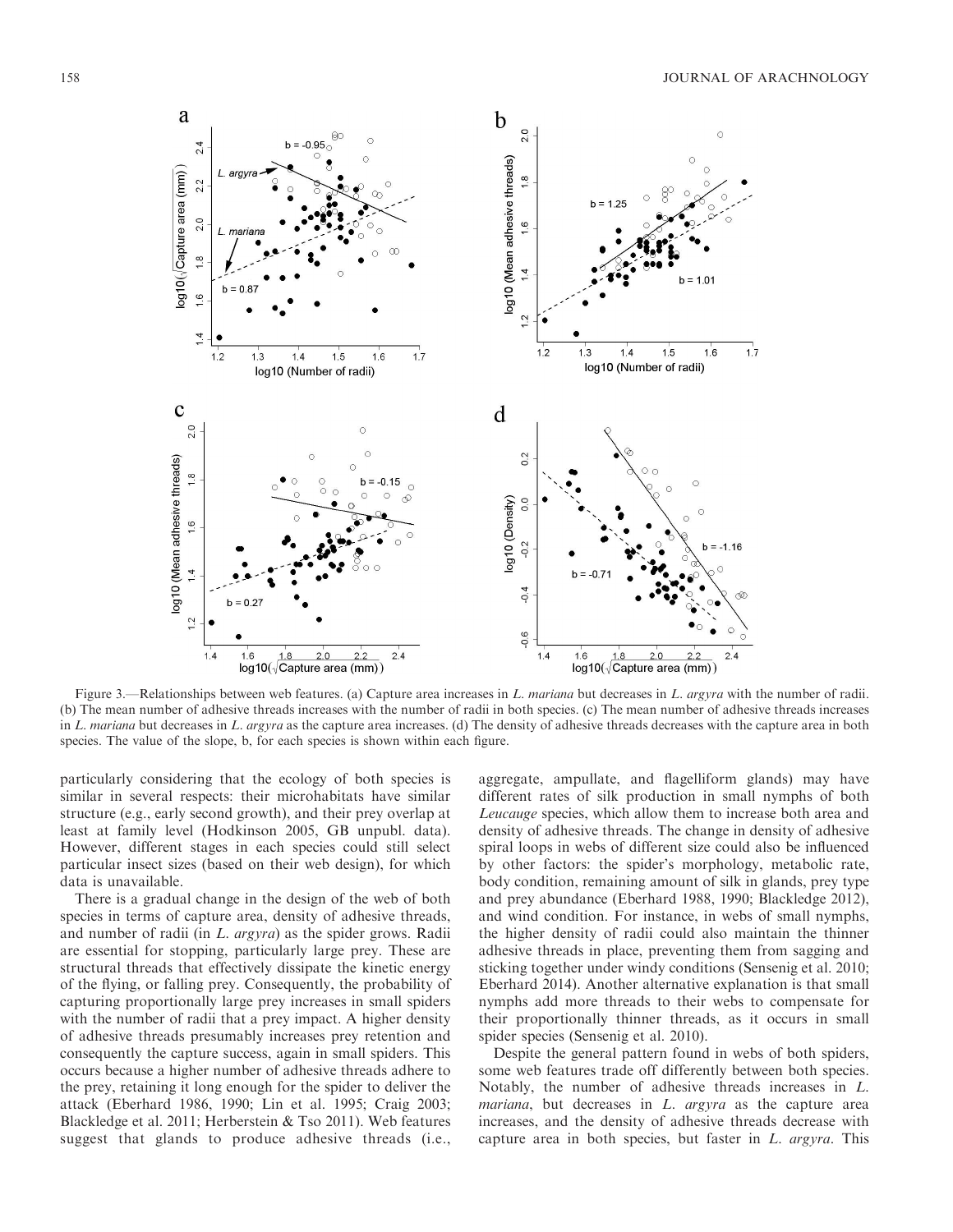a

b = -0.95

L. argyra

L. mariana

b = 0.87

log10(√Capture area (mm))

log10 (Number of radii)

b

b = 1.25

b = 1.01

log10 (Mean adhesive threads)

log10 (Number of radii)

c

b = -0.15

b = 0.27

log10 (Mean adhesive threads)

log10(√Capture area (mm))

d

b = -1.16

b = -0.71

log10 (Density)

log10(√Capture area (mm))

Figure 3.—Relationships between web features. (a) Capture area increases in *L. mariana* but decreases in *L. argyra* with the number of radii. (b) The mean number of adhesive threads increases with the number of radii in both species. (c) The mean number of adhesive threads increases in *L. mariana* but decreases in *L. argyra* as the capture area increases. (d) The density of adhesive threads decreases with the capture area in both species. The value of the slope, b, for each species is shown within each figure.

particularly considering that the ecology of both species is similar in several respects: their microhabitats have similar structure (e.g., early second growth), and their prey overlap at least at family level (Hodkinson 2005, GB unpubl. data). However, different stages in each species could still select particular insect sizes (based on their web design), for which data is unavailable.

There is a gradual change in the design of the web of both species in terms of capture area, density of adhesive threads, and number of radii (in *L. argyra*) as the spider grows. Radii are essential for stopping, particularly large prey. These are structural threads that effectively dissipate the kinetic energy of the flying, or falling prey. Consequently, the probability of capturing proportionally large prey increases in small spiders with the number of radii that a prey impact. A higher density of adhesive threads presumably increases prey retention and consequently the capture success, again in small spiders. This occurs because a higher number of adhesive threads adhere to the prey, retaining it long enough for the spider to deliver the attack (Eberhard 1986, 1990; Lin et al. 1995; Craig 2003; Blackledge et al. 2011; Herberstein & Tso 2011). Web features suggest that glands to produce adhesive threads (i.e., aggregate, ampullate, and flagelliform glands) may have different rates of silk production in small nymphs of both *Leucauge* species, which allow them to increase both area and density of adhesive threads. The change in density of adhesive spiral loops in webs of different size could also be influenced by other factors: the spider's morphology, metabolic rate, body condition, remaining amount of silk in glands, prey type and prey abundance (Eberhard 1988, 1990; Blackledge 2012), and wind condition. For instance, in webs of small nymphs, the higher density of radii could also maintain the thinner adhesive threads in place, preventing them from sagging and sticking together under windy conditions (Sensenig et al. 2010; Eberhard 2014). Another alternative explanation is that small nymphs add more threads to their webs to compensate for their proportionally thinner threads, as it occurs in small spider species (Sensenig et al. 2010).

Despite the general pattern found in webs of both spiders, some web features trade off differently between both species. Notably, the number of adhesive threads increases in *L. mariana*, but decreases in *L. argyra* as the capture area increases, and the density of adhesive threads decrease with capture area in both species, but faster in *L. argyra*. This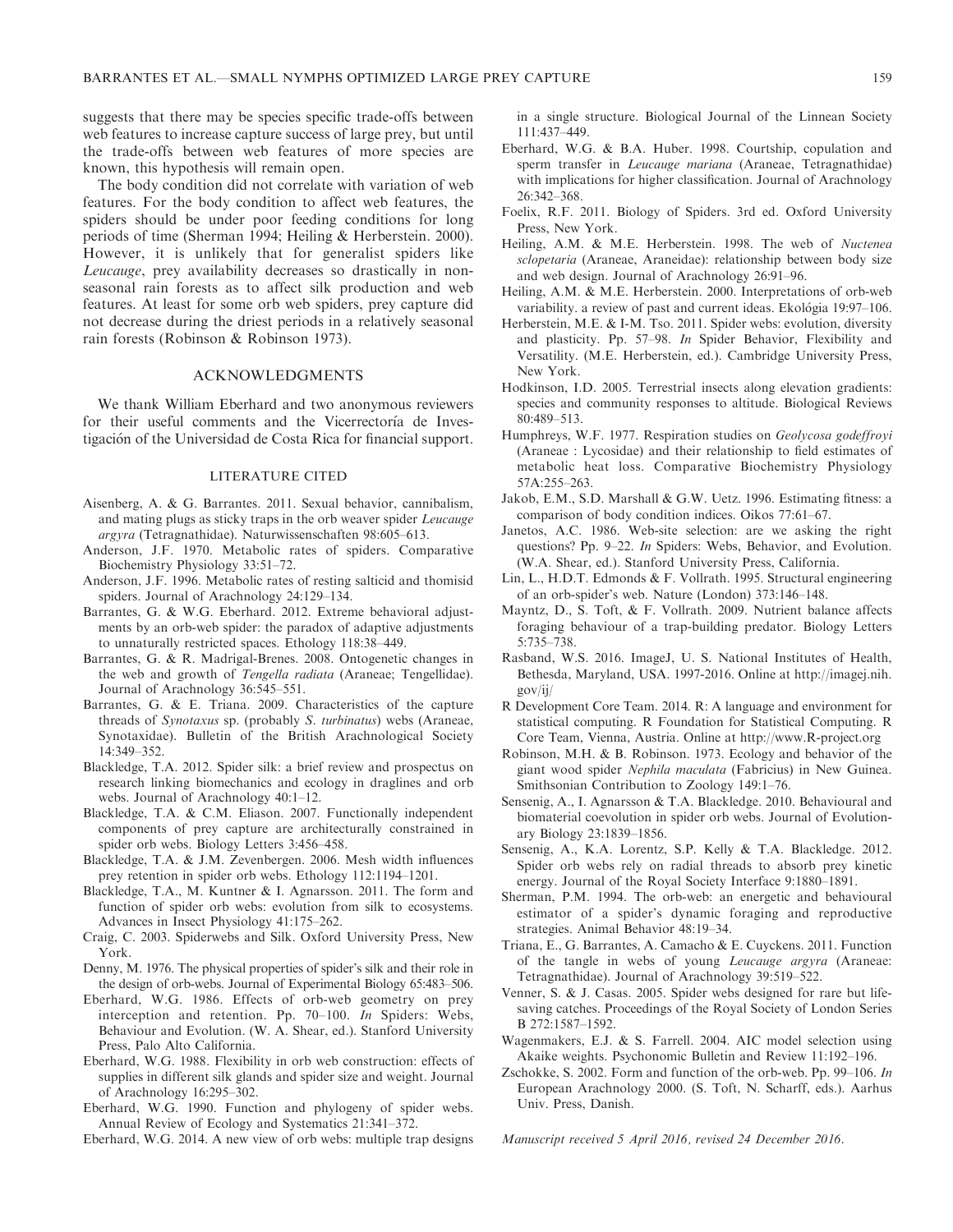suggests that there may be species specific trade-offs between web features to increase capture success of large prey, but until the trade-offs between web features of more species are known, this hypothesis will remain open.

The body condition did not correlate with variation of web features. For the body condition to affect web features, the spiders should be under poor feeding conditions for long periods of time (Sherman 1994; Heiling & Herberstein. 2000). However, it is unlikely that for generalist spiders like *Leucauge*, prey availability decreases so drastically in non-seasonal rain forests as to affect silk production and web features. At least for some orb web spiders, prey capture did not decrease during the driest periods in a relatively seasonal rain forests (Robinson & Robinson 1973).

## ACKNOWLEDGMENTS

We thank William Eberhard and two anonymous reviewers for their useful comments and the Vicerrectoría de Investigación of the Universidad de Costa Rica for financial support.

## LITERATURE CITED

Aisenberg, A. & G. Barrantes. 2011. Sexual behavior, cannibalism, and mating plugs as sticky traps in the orb weaver spider *Leucauge argyra* (Tetragnathidae). Naturwissenschaften 98:605–613.

Anderson, J.F. 1970. Metabolic rates of spiders. Comparative Biochemistry Physiology 33:51–72.

Anderson, J.F. 1996. Metabolic rates of resting salticid and thomisid spiders. Journal of Arachnology 24:129–134.

Barrantes, G. & W.G. Eberhard. 2012. Extreme behavioral adjustments by an orb-web spider: the paradox of adaptive adjustments to unnaturally restricted spaces. Ethology 118:38–449.

Barrantes, G. & R. Madrigal-Brenes. 2008. Ontogenetic changes in the web and growth of *Tengella radiata* (Araneae; Tengellidae). Journal of Arachnology 36:545–551.

Barrantes, G. & E. Triana. 2009. Characteristics of the capture threads of *Synotaxus* sp. (probably *S. turbinatus*) webs (Araneae, Synotaxidae). Bulletin of the British Arachnological Society 14:349–352.

Blackledge, T.A. 2012. Spider silk: a brief review and prospectus on research linking biomechanics and ecology in draglines and orb webs. Journal of Arachnology 40:1–12.

Blackledge, T.A. & C.M. Eliason. 2007. Functionally independent components of prey capture are architecturally constrained in spider orb webs. Biology Letters 3:456–458.

Blackledge, T.A. & J.M. Zevenbergen. 2006. Mesh width influences prey retention in spider orb webs. Ethology 112:1194–1201.

Blackledge, T.A., M. Kuntner & I. Agnarsson. 2011. The form and function of spider orb webs: evolution from silk to ecosystems. Advances in Insect Physiology 41:175–262.

Craig, C. 2003. Spiderwebs and Silk. Oxford University Press, New York.

Denny, M. 1976. The physical properties of spider's silk and their role in the design of orb-webs. Journal of Experimental Biology 65:483–506.

Eberhard, W.G. 1986. Effects of orb-web geometry on prey interception and retention. Pp. 70–100. *In* Spiders: Webs, Behaviour and Evolution. (W. A. Shear, ed.). Stanford University Press, Palo Alto California.

Eberhard, W.G. 1988. Flexibility in orb web construction: effects of supplies in different silk glands and spider size and weight. Journal of Arachnology 16:295–302.

Eberhard, W.G. 1990. Function and phylogeny of spider webs. Annual Review of Ecology and Systematics 21:341–372.

Eberhard, W.G. 2014. A new view of orb webs: multiple trap designs in a single structure. Biological Journal of the Linnean Society 111:437–449.

Eberhard, W.G. & B.A. Huber. 1998. Courtship, copulation and sperm transfer in *Leucauge mariana* (Araneae, Tetragnathidae) with implications for higher classification. Journal of Arachnology 26:342–368.

Foelix, R.F. 2011. Biology of Spiders. 3rd ed. Oxford University Press, New York.

Heiling, A.M. & M.E. Herberstein. 1998. The web of *Nuctenea sclopetaria* (Araneae, Araneidae): relationship between body size and web design. Journal of Arachnology 26:91–96.

Heiling, A.M. & M.E. Herberstein. 2000. Interpretations of orb-web variability. a review of past and current ideas. Ekológia 19:97–106.

Herberstein, M.E. & I-M. Tso. 2011. Spider webs: evolution, diversity and plasticity. Pp. 57–98. *In* Spider Behavior, Flexibility and Versatility. (M.E. Herberstein, ed.). Cambridge University Press, New York.

Hodkinson, I.D. 2005. Terrestrial insects along elevation gradients: species and community responses to altitude. Biological Reviews 80:489–513.

Humphreys, W.F. 1977. Respiration studies on *Geolycosa godeffroyi* (Araneae : Lycosidae) and their relationship to field estimates of metabolic heat loss. Comparative Biochemistry Physiology 57A:255–263.

Jakob, E.M., S.D. Marshall & G.W. Uetz. 1996. Estimating fitness: a comparison of body condition indices. Oikos 77:61–67.

Janetos, A.C. 1986. Web-site selection: are we asking the right questions? Pp. 9–22. *In* Spiders: Webs, Behavior, and Evolution. (W.A. Shear, ed.). Stanford University Press, California.

Lin, L., H.D.T. Edmonds & F. Vollrath. 1995. Structural engineering of an orb-spider's web. Nature (London) 373:146–148.

Mayntz, D., S. Toft, & F. Vollrath. 2009. Nutrient balance affects foraging behaviour of a trap-building predator. Biology Letters 5:735–738.

Rasband, W.S. 2016. ImageJ, U. S. National Institutes of Health, Bethesda, Maryland, USA. 1997-2016. Online at http://imagej.nih.gov/ij/

R Development Core Team. 2014. R: A language and environment for statistical computing. R Foundation for Statistical Computing. R Core Team, Vienna, Austria. Online at http://www.R-project.org

Robinson, M.H. & B. Robinson. 1973. Ecology and behavior of the giant wood spider *Nephila maculata* (Fabricius) in New Guinea. Smithsonian Contribution to Zoology 149:1–76.

Sensenig, A., I. Agnarsson & T.A. Blackledge. 2010. Behavioural and biomaterial coevolution in spider orb webs. Journal of Evolutionary Biology 23:1839–1856.

Sensenig, A., K.A. Lorentz, S.P. Kelly & T.A. Blackledge. 2012. Spider orb webs rely on radial threads to absorb prey kinetic energy. Journal of the Royal Society Interface 9:1880–1891.

Sherman, P.M. 1994. The orb-web: an energetic and behavioural estimator of a spider's dynamic foraging and reproductive strategies. Animal Behavior 48:19–34.

Triana, E., G. Barrantes, A. Camacho & E. Cuyckens. 2011. Function of the tangle in webs of young *Leucauge argyra* (Araneae: Tetragnathidae). Journal of Arachnology 39:519–522.

Venner, S. & J. Casas. 2005. Spider webs designed for rare but life-saving catches. Proceedings of the Royal Society of London Series B 272:1587–1592.

Wagenmakers, E.J. & S. Farrell. 2004. AIC model selection using Akaike weights. Psychonomic Bulletin and Review 11:192–196.

Zschokke, S. 2002. Form and function of the orb-web. Pp. 99–106. *In* European Arachnology 2000. (S. Toft, N. Scharff, eds.). Aarhus Univ. Press, Danish.

*Manuscript received 5 April 2016, revised 24 December 2016.*